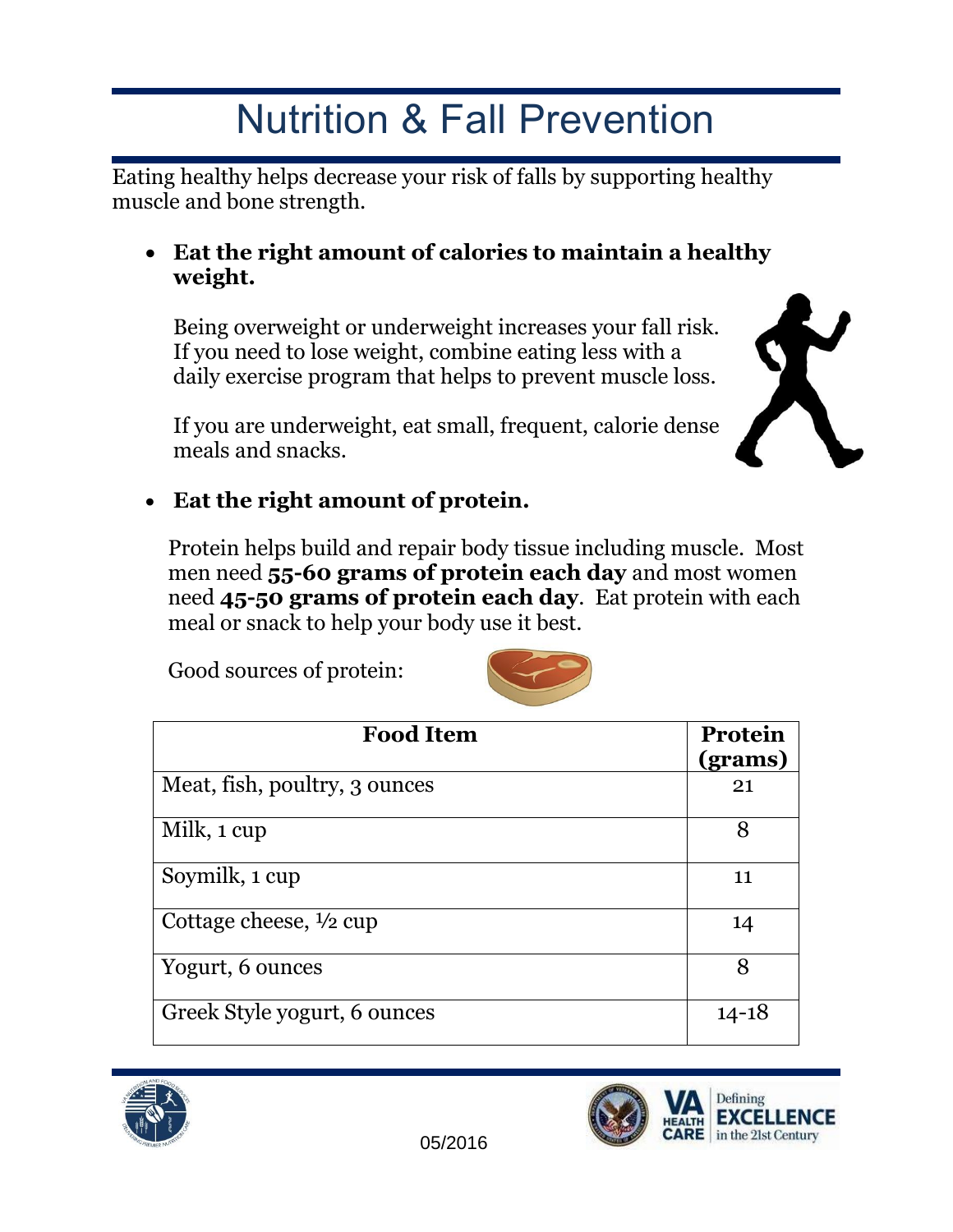# Nutrition & Fall Prevention

Eating healthy helps decrease your risk of falls by supporting healthy muscle and bone strength.

- **Eat the right amount of calories to maintain a healthy weight.**

  Being overweight or underweight increases your fall risk. If you need to lose weight, combine eating less with a daily exercise program that helps to prevent muscle loss.

  If you are underweight, eat small, frequent, calorie dense meals and snacks.

- **Eat the right amount of protein.**

  Protein helps build and repair body tissue including muscle. Most men need **55-60 grams of protein each day** and most women need **45-50 grams of protein each day**. Eat protein with each meal or snack to help your body use it best.

  Good sources of protein:

| Food Item | Protein (grams) |
|---|---|
| Meat, fish, poultry, 3 ounces | 21 |
| Milk, 1 cup | 8 |
| Soymilk, 1 cup | 11 |
| Cottage cheese, ½ cup | 14 |
| Yogurt, 6 ounces | 8 |
| Greek Style yogurt, 6 ounces | 14-18 |

05/2016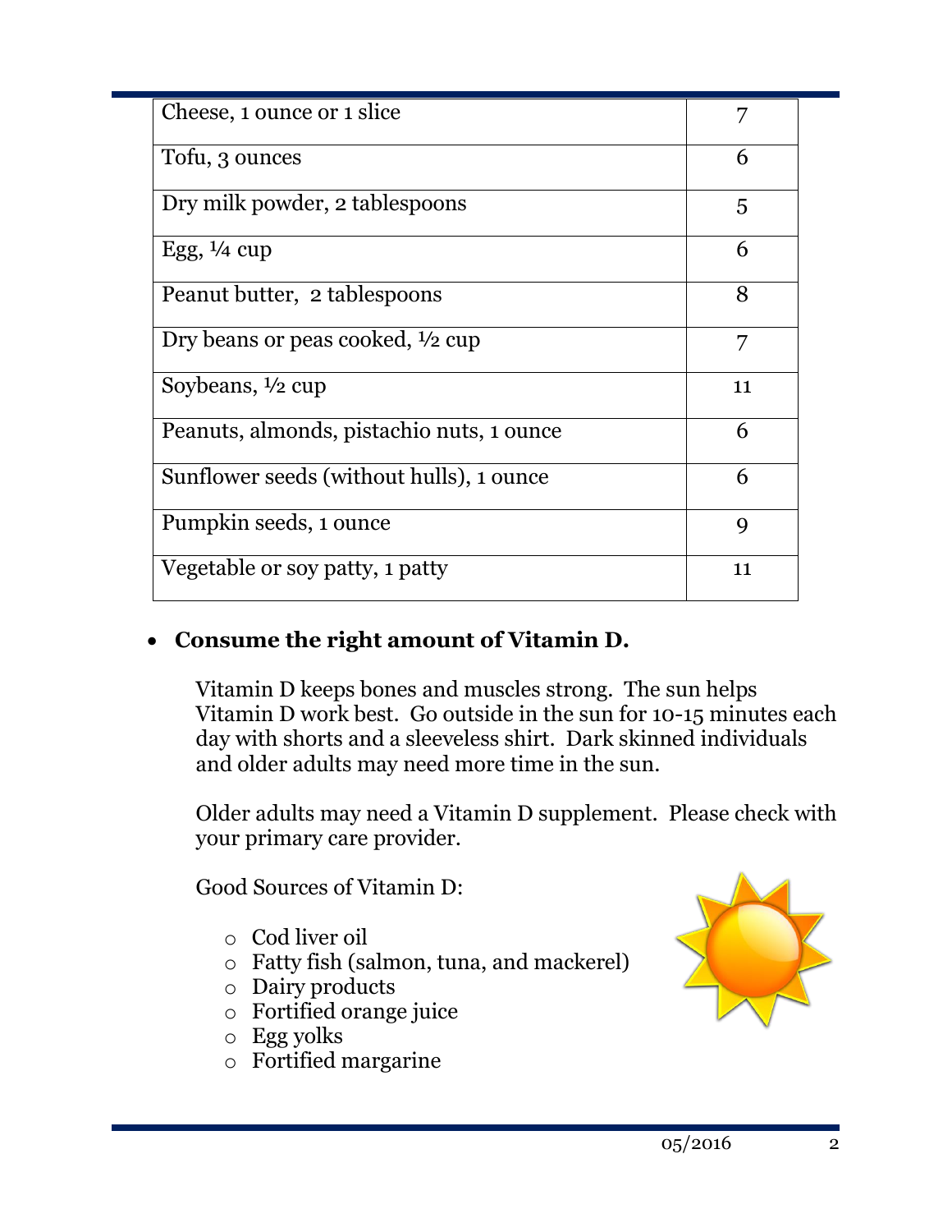| | |
|---|---|
| Cheese, 1 ounce or 1 slice | 7 |
| Tofu, 3 ounces | 6 |
| Dry milk powder, 2 tablespoons | 5 |
| Egg, ¼ cup | 6 |
| Peanut butter, 2 tablespoons | 8 |
| Dry beans or peas cooked, ½ cup | 7 |
| Soybeans, ½ cup | 11 |
| Peanuts, almonds, pistachio nuts, 1 ounce | 6 |
| Sunflower seeds (without hulls), 1 ounce | 6 |
| Pumpkin seeds, 1 ounce | 9 |
| Vegetable or soy patty, 1 patty | 11 |

- **Consume the right amount of Vitamin D.**

  Vitamin D keeps bones and muscles strong. The sun helps Vitamin D work best. Go outside in the sun for 10-15 minutes each day with shorts and a sleeveless shirt. Dark skinned individuals and older adults may need more time in the sun.

  Older adults may need a Vitamin D supplement. Please check with your primary care provider.

  Good Sources of Vitamin D:

  - Cod liver oil
  - Fatty fish (salmon, tuna, and mackerel)
  - Dairy products
  - Fortified orange juice
  - Egg yolks
  - Fortified margarine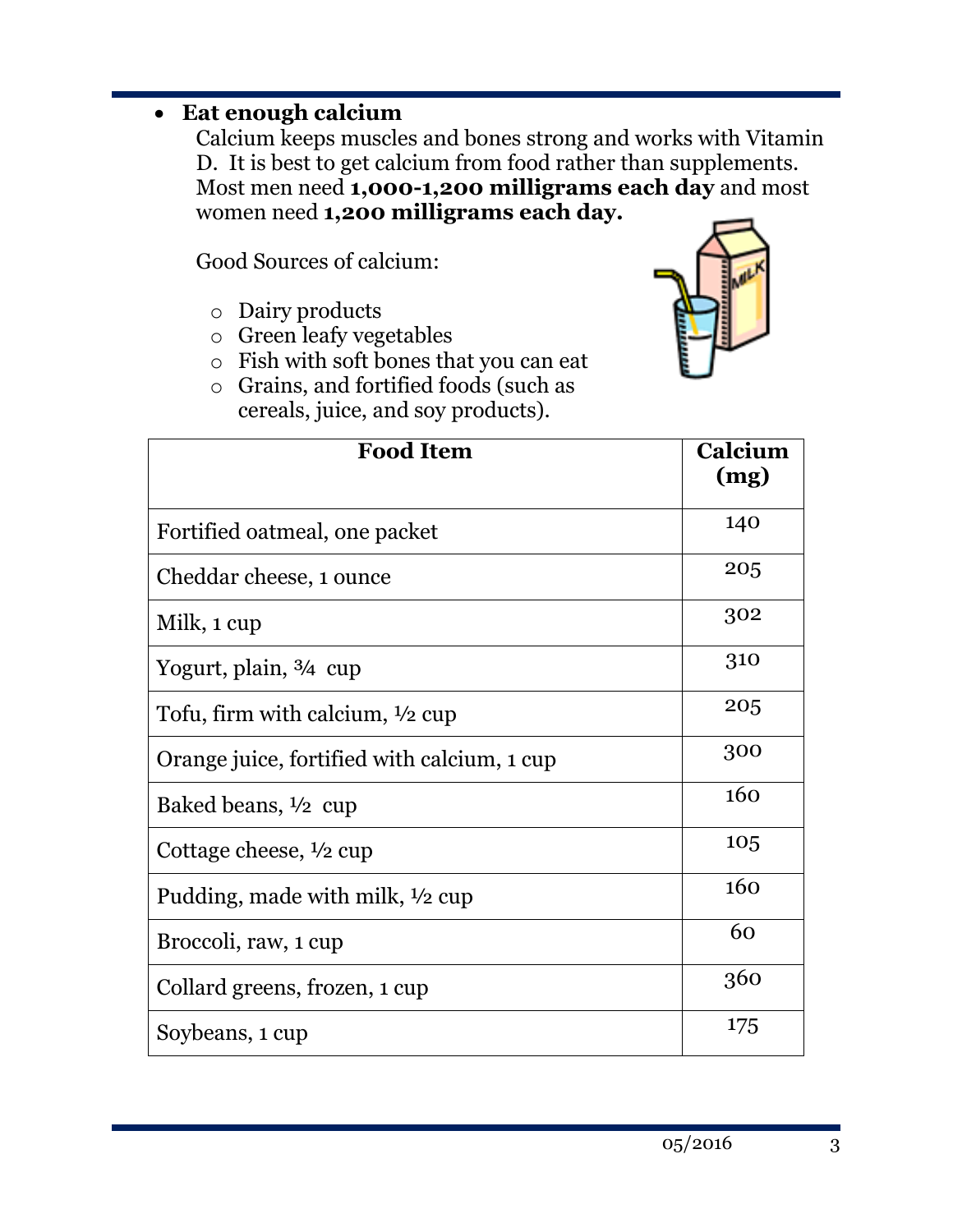- **Eat enough calcium**

  Calcium keeps muscles and bones strong and works with Vitamin D. It is best to get calcium from food rather than supplements. Most men need **1,000-1,200 milligrams each day** and most women need **1,200 milligrams each day.**

  Good Sources of calcium:

  - Dairy products
  - Green leafy vegetables
  - Fish with soft bones that you can eat
  - Grains, and fortified foods (such as cereals, juice, and soy products).

| Food Item | Calcium (mg) |
|---|---|
| Fortified oatmeal, one packet | 140 |
| Cheddar cheese, 1 ounce | 205 |
| Milk, 1 cup | 302 |
| Yogurt, plain, ¾ cup | 310 |
| Tofu, firm with calcium, ½ cup | 205 |
| Orange juice, fortified with calcium, 1 cup | 300 |
| Baked beans, ½ cup | 160 |
| Cottage cheese, ½ cup | 105 |
| Pudding, made with milk, ½ cup | 160 |
| Broccoli, raw, 1 cup | 60 |
| Collard greens, frozen, 1 cup | 360 |
| Soybeans, 1 cup | 175 |

05/2016